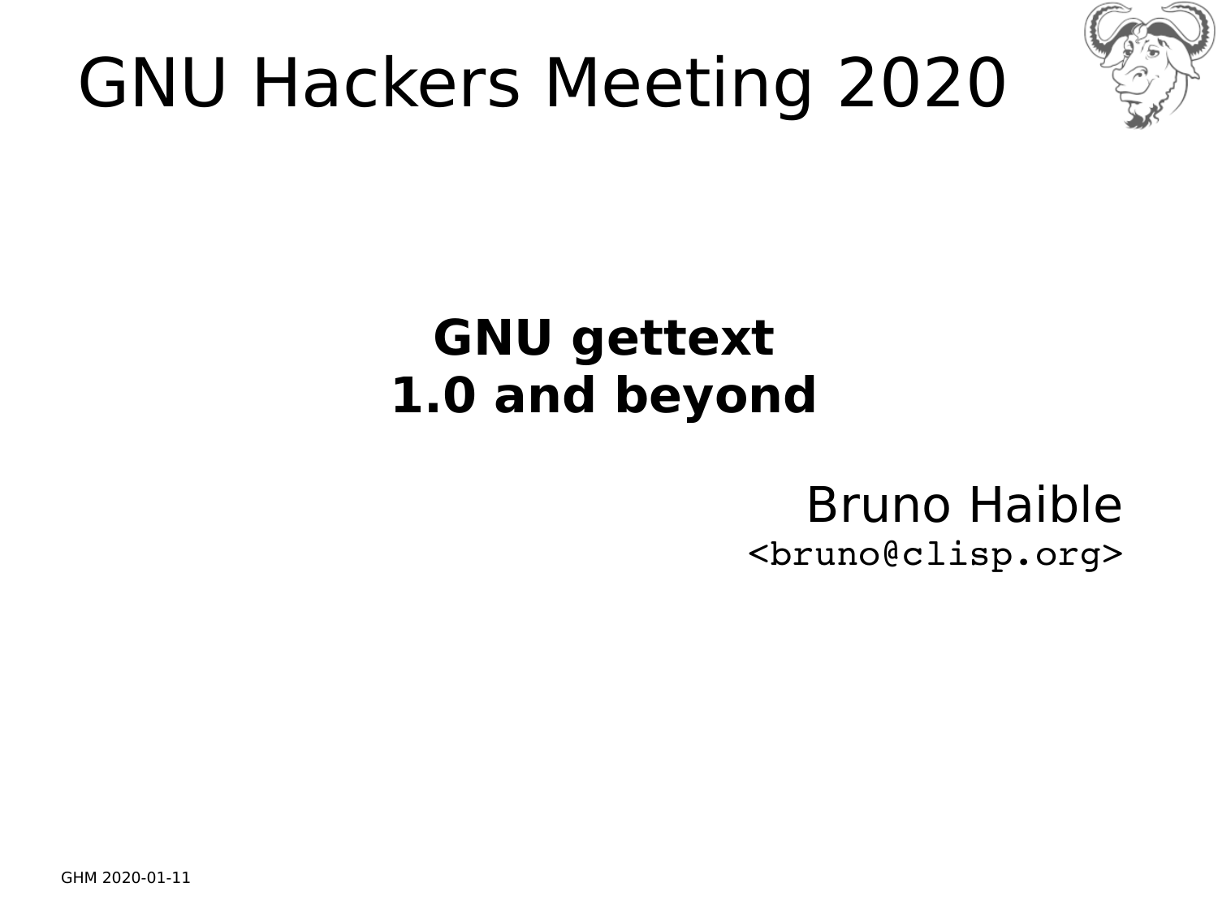# GNU Hackers Meeting 2020

**GNU gettext**
**1.0 and beyond**

Bruno Haible
<bruno@clisp.org>

GHM 2020-01-11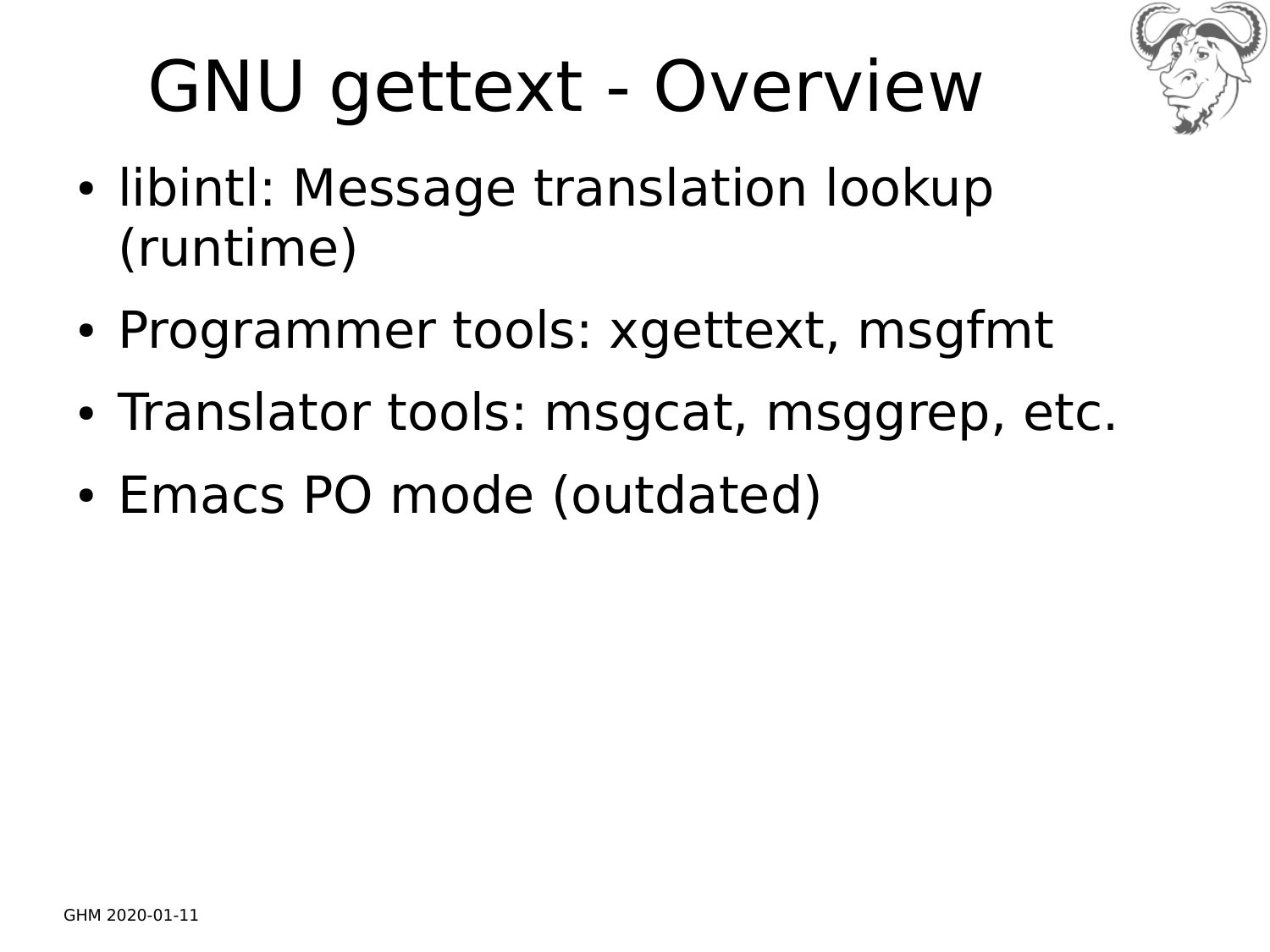# GNU gettext - Overview

- libintl: Message translation lookup (runtime)
- Programmer tools: xgettext, msgfmt
- Translator tools: msgcat, msggrep, etc.
- Emacs PO mode (outdated)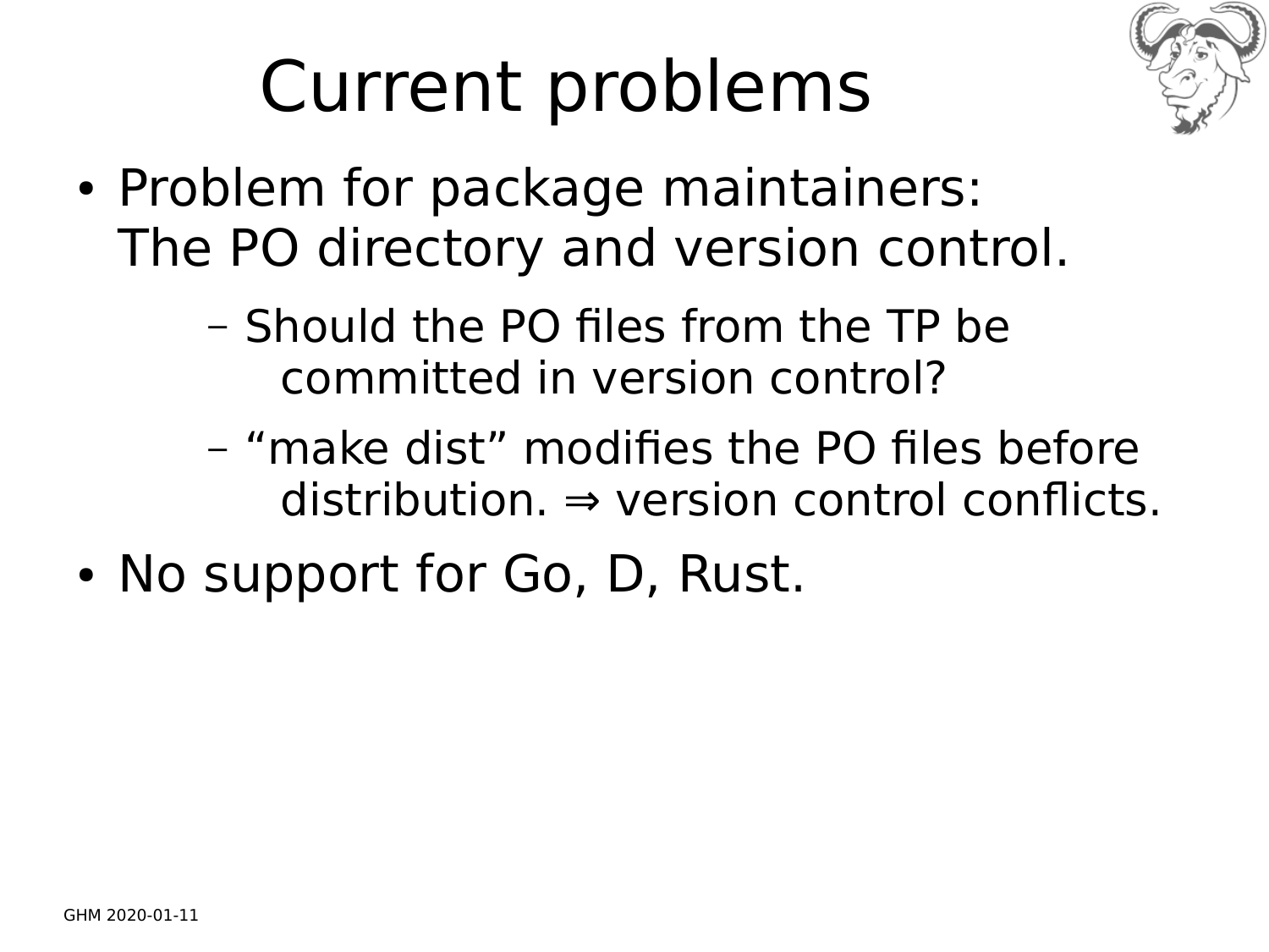# Current problems

- Problem for package maintainers:
  The PO directory and version control.
  - Should the PO files from the TP be committed in version control?
  - “make dist” modifies the PO files before distribution. ⇒ version control conflicts.
- No support for Go, D, Rust.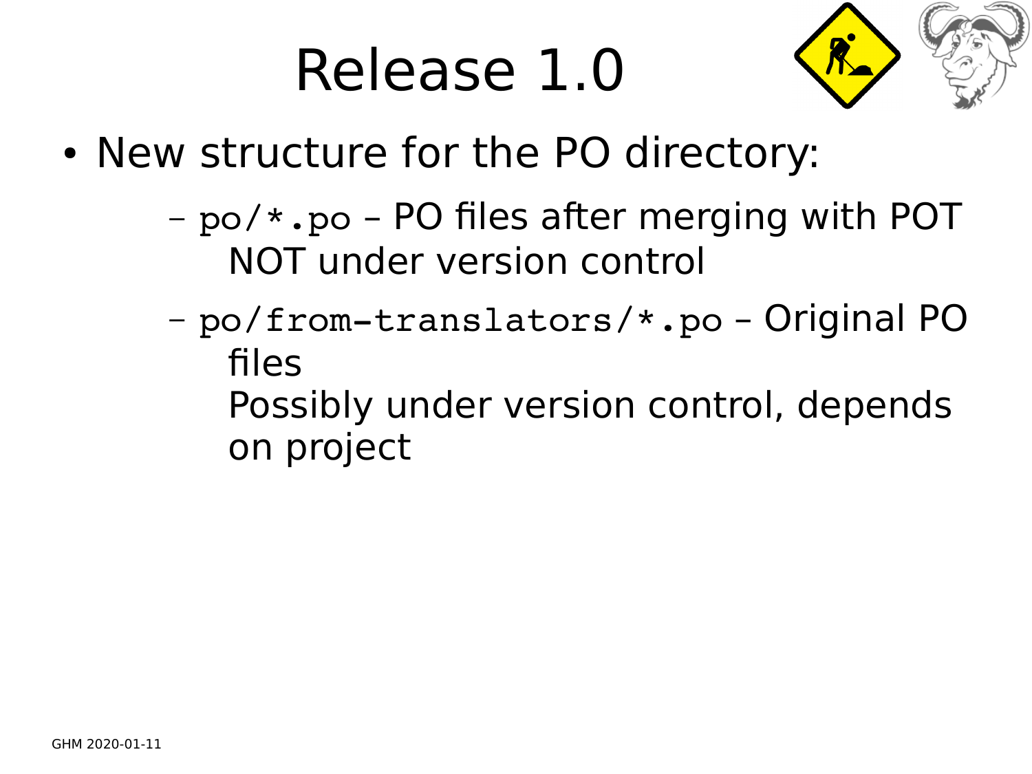# Release 1.0

- New structure for the PO directory:
  - `po/*.po` – PO files after merging with POT
    NOT under version control
  - `po/from-translators/*.po` – Original PO files
    Possibly under version control, depends on project

GHM 2020-01-11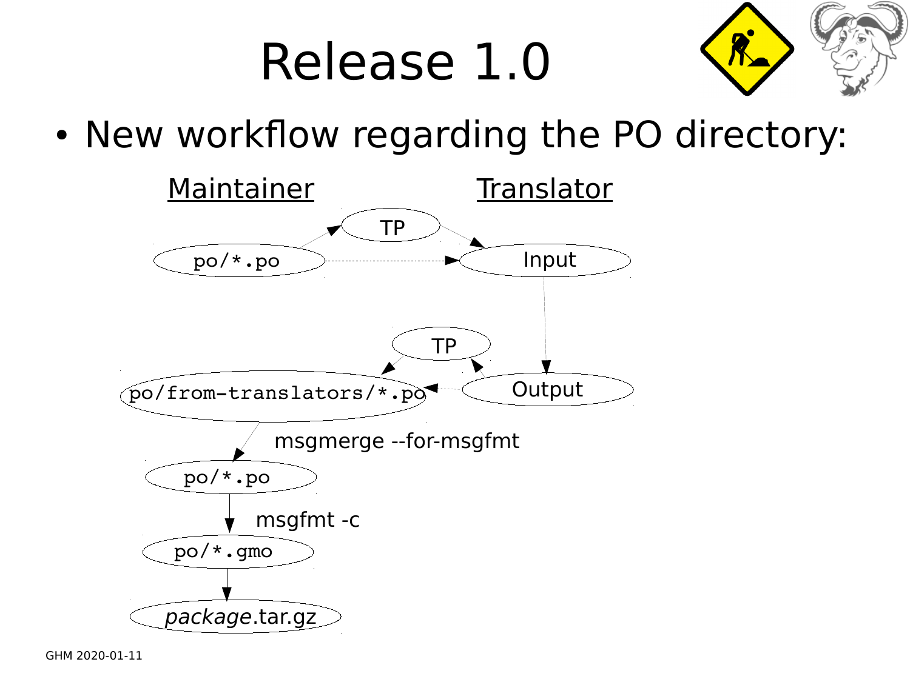# Release 1.0

- New workflow regarding the PO directory:

Maintainer — Translator

po/*.po → TP → Input
po/*.po → Input

Input → Output

Output → TP → po/from-translators/*.po
Output → po/from-translators/*.po

po/from-translators/*.po → (msgmerge --for-msgfmt) → po/*.po

po/*.po → (msgfmt -c) → po/*.gmo

po/*.gmo → *package*.tar.gz

GHM 2020-01-11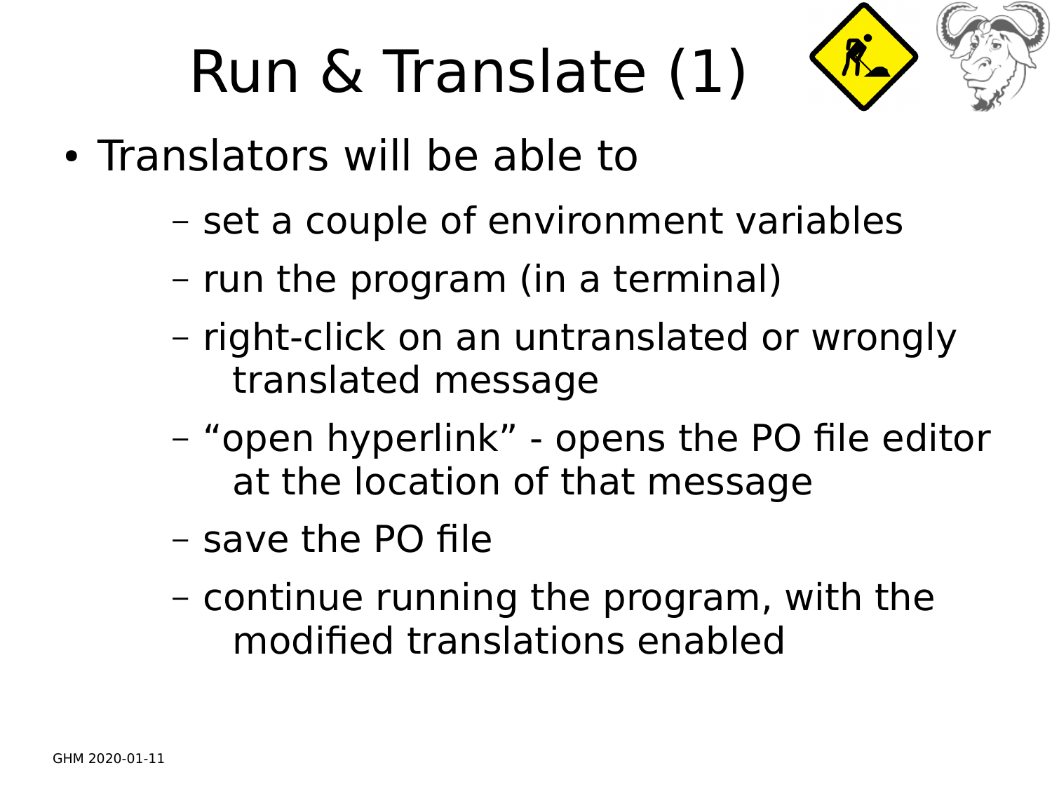# Run & Translate (1)

- Translators will be able to
  - set a couple of environment variables
  - run the program (in a terminal)
  - right-click on an untranslated or wrongly translated message
  - “open hyperlink” - opens the PO file editor at the location of that message
  - save the PO file
  - continue running the program, with the modified translations enabled

GHM 2020-01-11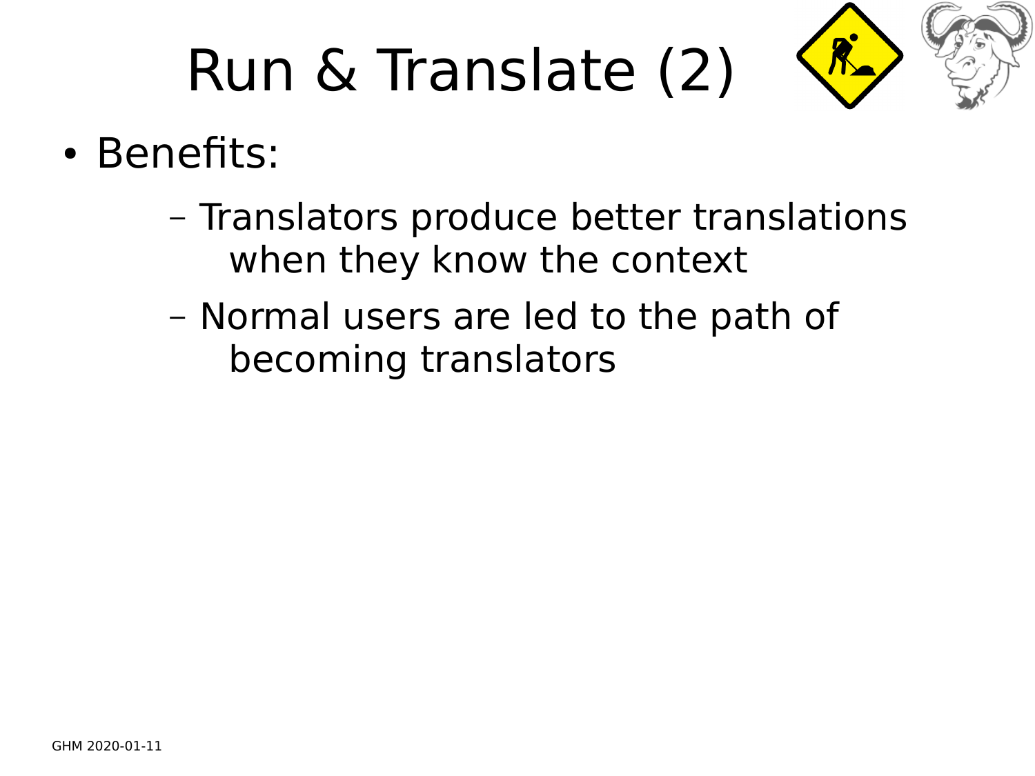# Run & Translate (2)

- Benefits:
  - Translators produce better translations when they know the context
  - Normal users are led to the path of becoming translators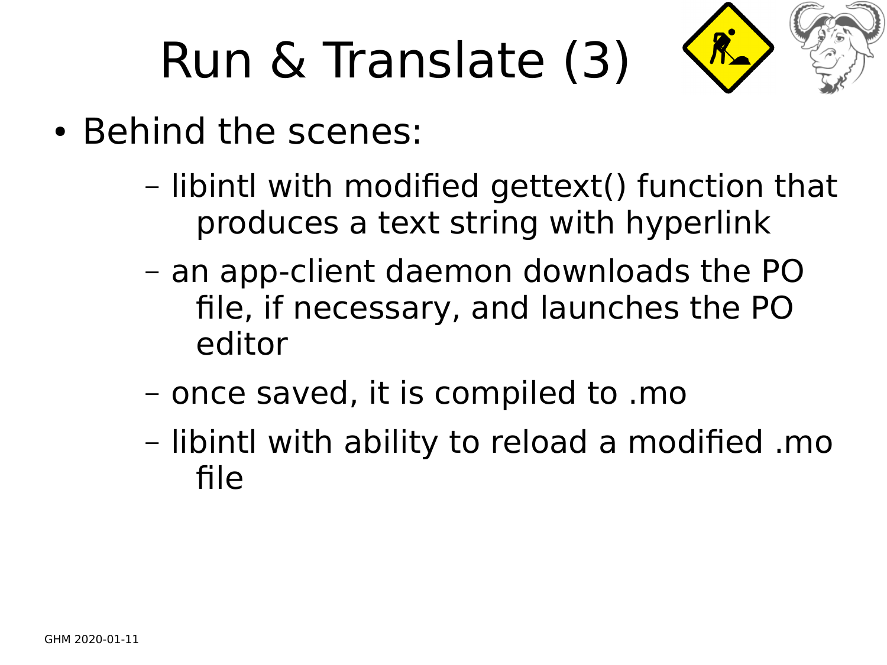# Run & Translate (3)

- Behind the scenes:
  - libintl with modified gettext() function that produces a text string with hyperlink
  - an app-client daemon downloads the PO file, if necessary, and launches the PO editor
  - once saved, it is compiled to .mo
  - libintl with ability to reload a modified .mo file